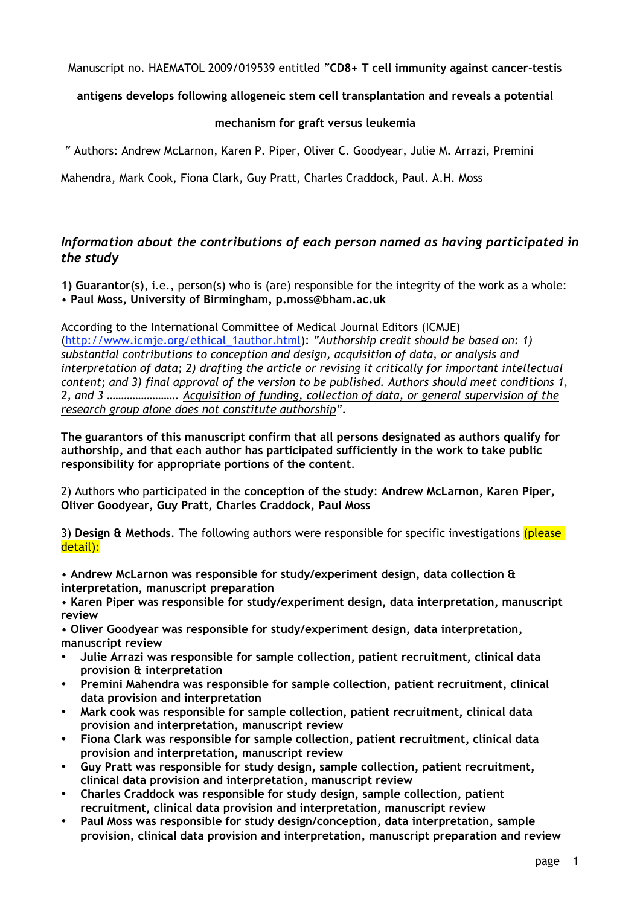Manuscript no. HAEMATOL 2009/019539 entitled "**CD8+ T cell immunity against cancer-testis antigens develops following allogeneic stem cell transplantation and reveals a potential mechanism for graft versus leukemia**"

Authors: Andrew McLarnon, Karen P. Piper, Oliver C. Goodyear, Julie M. Arrazi, Premini Mahendra, Mark Cook, Fiona Clark, Guy Pratt, Charles Craddock, Paul. A.H. Moss

## *Information about the contributions of each person named as having participated in the study*

**1) Guarantor(s)**, i.e., person(s) who is (are) responsible for the integrity of the work as a whole:
• **Paul Moss, University of Birmingham, p.moss@bham.ac.uk**

According to the International Committee of Medical Journal Editors (ICMJE) (http://www.icmje.org/ethical_1author.html): *"Authorship credit should be based on: 1) substantial contributions to conception and design, acquisition of data, or analysis and interpretation of data; 2) drafting the article or revising it critically for important intellectual content; and 3) final approval of the version to be published. Authors should meet conditions 1, 2, and 3 ……………………. Acquisition of funding, collection of data, or general supervision of the research group alone does not constitute authorship"*.

**The guarantors of this manuscript confirm that all persons designated as authors qualify for authorship, and that each author has participated sufficiently in the work to take public responsibility for appropriate portions of the content**.

2) Authors who participated in the **conception of the study**: **Andrew McLarnon, Karen Piper, Oliver Goodyear, Guy Pratt, Charles Craddock, Paul Moss**

3) **Design & Methods**. The following authors were responsible for specific investigations (please detail):

- **Andrew McLarnon was responsible for study/experiment design, data collection & interpretation, manuscript preparation**
- **Karen Piper was responsible for study/experiment design, data interpretation, manuscript review**
- **Oliver Goodyear was responsible for study/experiment design, data interpretation, manuscript review**
- **Julie Arrazi was responsible for sample collection, patient recruitment, clinical data provision & interpretation**
- **Premini Mahendra was responsible for sample collection, patient recruitment, clinical data provision and interpretation**
- **Mark cook was responsible for sample collection, patient recruitment, clinical data provision and interpretation, manuscript review**
- **Fiona Clark was responsible for sample collection, patient recruitment, clinical data provision and interpretation, manuscript review**
- **Guy Pratt was responsible for study design, sample collection, patient recruitment, clinical data provision and interpretation, manuscript review**
- **Charles Craddock was responsible for study design, sample collection, patient recruitment, clinical data provision and interpretation, manuscript review**
- **Paul Moss was responsible for study design/conception, data interpretation, sample provision, clinical data provision and interpretation, manuscript preparation and review**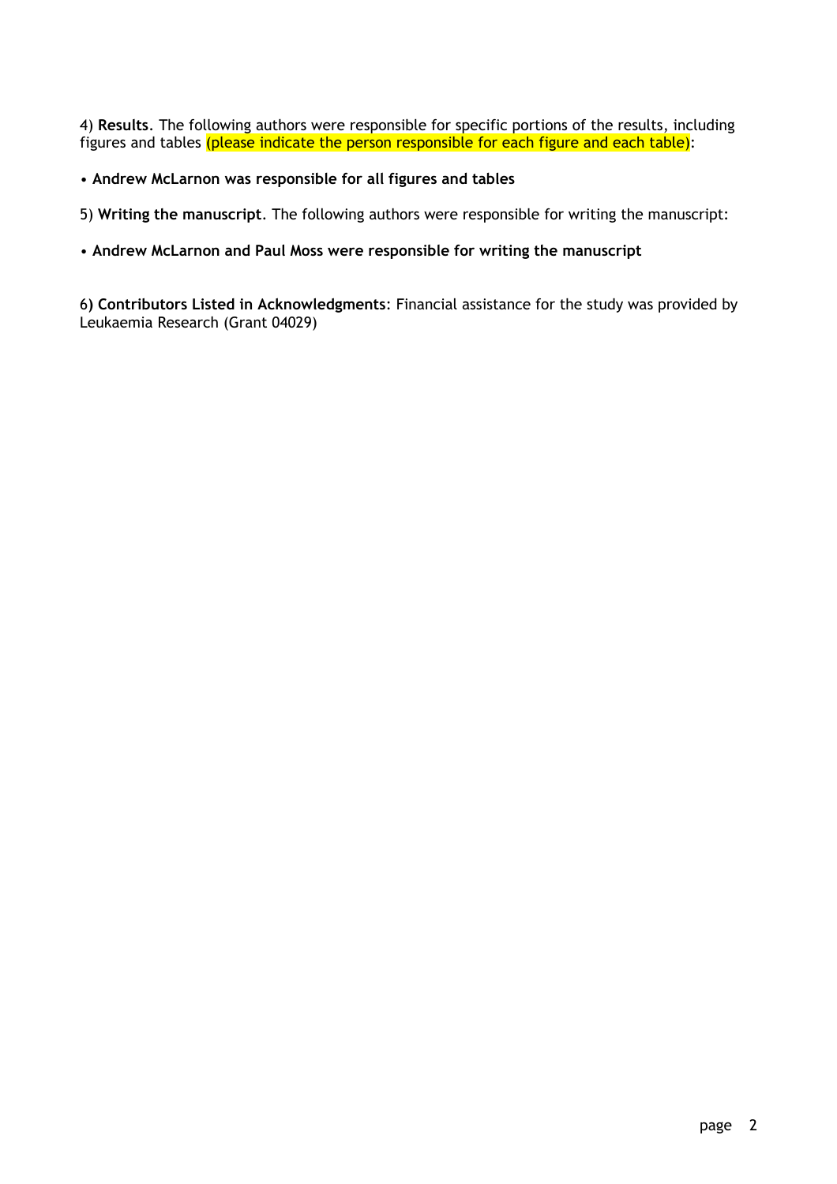4) **Results**. The following authors were responsible for specific portions of the results, including figures and tables (please indicate the person responsible for each figure and each table):

- **Andrew McLarnon was responsible for all figures and tables**

5) **Writing the manuscript**. The following authors were responsible for writing the manuscript:

- **Andrew McLarnon and Paul Moss were responsible for writing the manuscript**

6) **Contributors Listed in Acknowledgments**: Financial assistance for the study was provided by Leukaemia Research (Grant 04029)